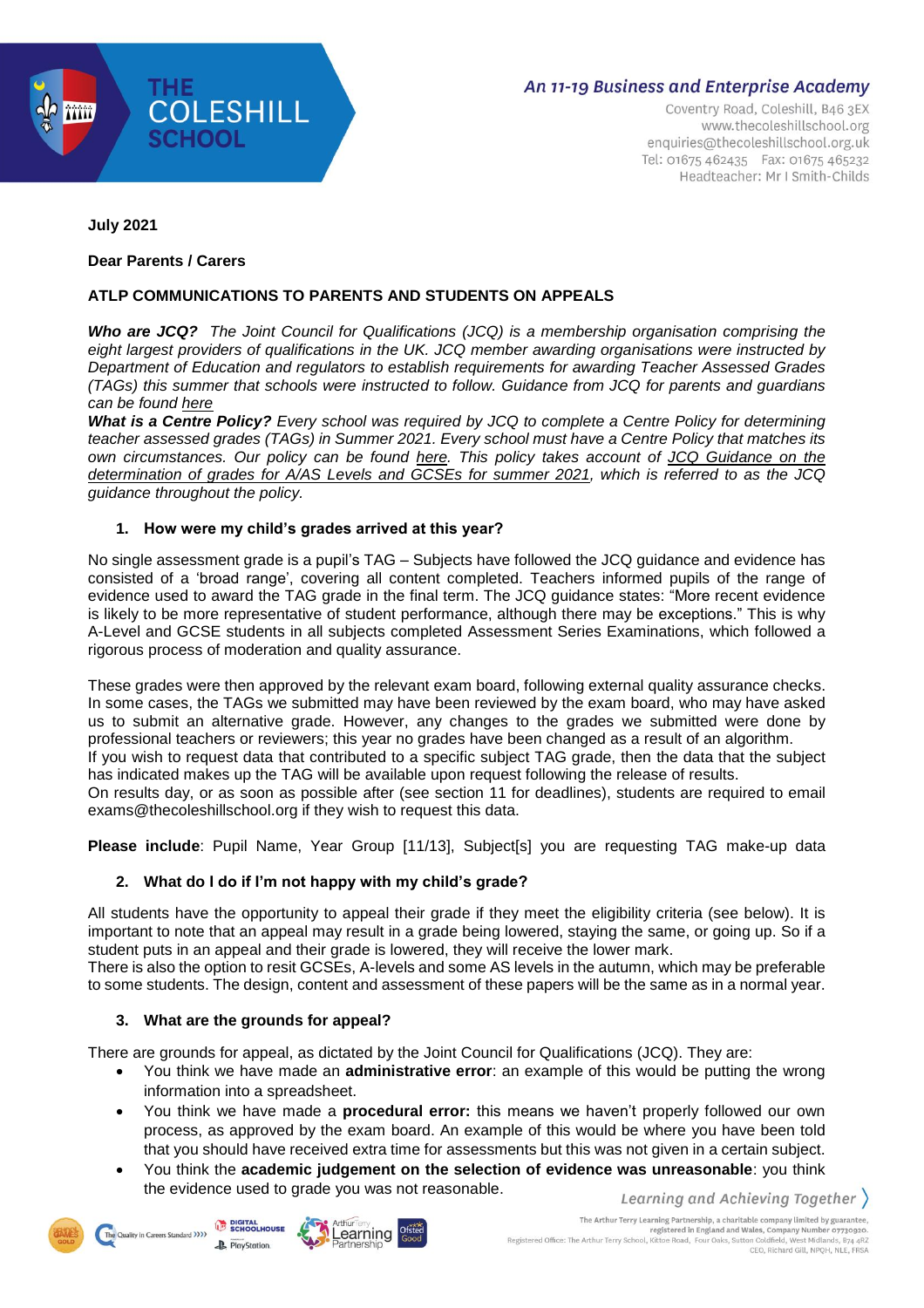**July 2021**

**Dear Parents / Carers**

**ATLP COMMUNICATIONS TO PARENTS AND STUDENTS ON APPEALS**

***Who are JCQ?*** *The Joint Council for Qualifications (JCQ) is a membership organisation comprising the eight largest providers of qualifications in the UK. JCQ member awarding organisations were instructed by Department of Education and regulators to establish requirements for awarding Teacher Assessed Grades (TAGs) this summer that schools were instructed to follow. Guidance from JCQ for parents and guardians can be found here*

***What is a Centre Policy?*** *Every school was required by JCQ to complete a Centre Policy for determining teacher assessed grades (TAGs) in Summer 2021. Every school must have a Centre Policy that matches its own circumstances. Our policy can be found here. This policy takes account of JCQ Guidance on the determination of grades for A/AS Levels and GCSEs for summer 2021, which is referred to as the JCQ guidance throughout the policy.*

### 1. How were my child's grades arrived at this year?

No single assessment grade is a pupil's TAG – Subjects have followed the JCQ guidance and evidence has consisted of a 'broad range', covering all content completed. Teachers informed pupils of the range of evidence used to award the TAG grade in the final term. The JCQ guidance states: "More recent evidence is likely to be more representative of student performance, although there may be exceptions." This is why A-Level and GCSE students in all subjects completed Assessment Series Examinations, which followed a rigorous process of moderation and quality assurance.

These grades were then approved by the relevant exam board, following external quality assurance checks. In some cases, the TAGs we submitted may have been reviewed by the exam board, who may have asked us to submit an alternative grade. However, any changes to the grades we submitted were done by professional teachers or reviewers; this year no grades have been changed as a result of an algorithm.

If you wish to request data that contributed to a specific subject TAG grade, then the data that the subject has indicated makes up the TAG will be available upon request following the release of results.

On results day, or as soon as possible after (see section 11 for deadlines), students are required to email exams@thecoleshillschool.org if they wish to request this data.

**Please include**: Pupil Name, Year Group [11/13], Subject[s] you are requesting TAG make-up data

### 2. What do I do if I'm not happy with my child's grade?

All students have the opportunity to appeal their grade if they meet the eligibility criteria (see below). It is important to note that an appeal may result in a grade being lowered, staying the same, or going up. So if a student puts in an appeal and their grade is lowered, they will receive the lower mark.

There is also the option to resit GCSEs, A-levels and some AS levels in the autumn, which may be preferable to some students. The design, content and assessment of these papers will be the same as in a normal year.

### 3. What are the grounds for appeal?

There are grounds for appeal, as dictated by the Joint Council for Qualifications (JCQ). They are:

- You think we have made an **administrative error**: an example of this would be putting the wrong information into a spreadsheet.
- You think we have made a **procedural error:** this means we haven't properly followed our own process, as approved by the exam board. An example of this would be where you have been told that you should have received extra time for assessments but this was not given in a certain subject.
- You think the **academic judgement on the selection of evidence was unreasonable**: you think the evidence used to grade you was not reasonable.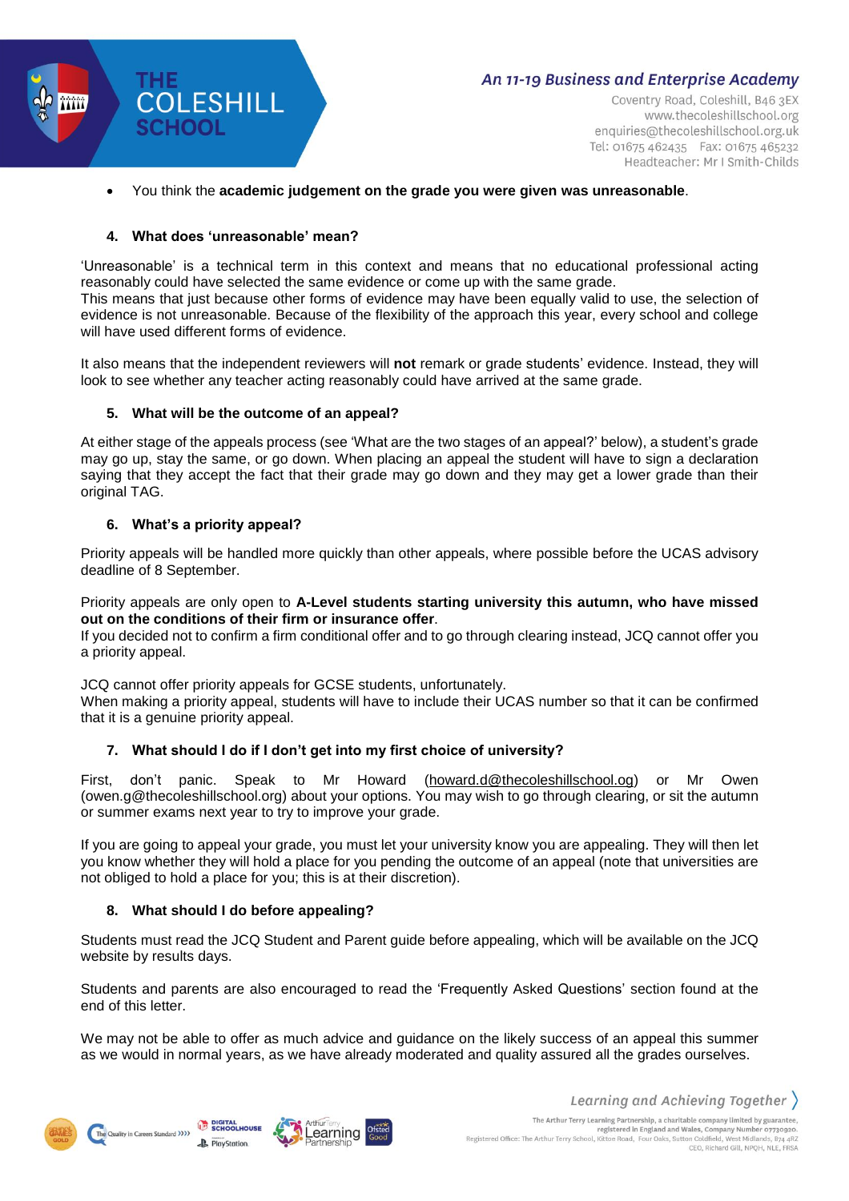- You think the **academic judgement on the grade you were given was unreasonable**.

**4. What does 'unreasonable' mean?**

'Unreasonable' is a technical term in this context and means that no educational professional acting reasonably could have selected the same evidence or come up with the same grade.
This means that just because other forms of evidence may have been equally valid to use, the selection of evidence is not unreasonable. Because of the flexibility of the approach this year, every school and college will have used different forms of evidence.

It also means that the independent reviewers will **not** remark or grade students' evidence. Instead, they will look to see whether any teacher acting reasonably could have arrived at the same grade.

**5. What will be the outcome of an appeal?**

At either stage of the appeals process (see 'What are the two stages of an appeal?' below), a student's grade may go up, stay the same, or go down. When placing an appeal the student will have to sign a declaration saying that they accept the fact that their grade may go down and they may get a lower grade than their original TAG.

**6. What's a priority appeal?**

Priority appeals will be handled more quickly than other appeals, where possible before the UCAS advisory deadline of 8 September.

Priority appeals are only open to **A-Level students starting university this autumn, who have missed out on the conditions of their firm or insurance offer**.
If you decided not to confirm a firm conditional offer and to go through clearing instead, JCQ cannot offer you a priority appeal.

JCQ cannot offer priority appeals for GCSE students, unfortunately.
When making a priority appeal, students will have to include their UCAS number so that it can be confirmed that it is a genuine priority appeal.

**7. What should I do if I don't get into my first choice of university?**

First, don't panic. Speak to Mr Howard (howard.d@thecoleshillschool.og) or Mr Owen (owen.g@thecoleshillschool.org) about your options. You may wish to go through clearing, or sit the autumn or summer exams next year to try to improve your grade.

If you are going to appeal your grade, you must let your university know you are appealing. They will then let you know whether they will hold a place for you pending the outcome of an appeal (note that universities are not obliged to hold a place for you; this is at their discretion).

**8. What should I do before appealing?**

Students must read the JCQ Student and Parent guide before appealing, which will be available on the JCQ website by results days.

Students and parents are also encouraged to read the 'Frequently Asked Questions' section found at the end of this letter.

We may not be able to offer as much advice and guidance on the likely success of an appeal this summer as we would in normal years, as we have already moderated and quality assured all the grades ourselves.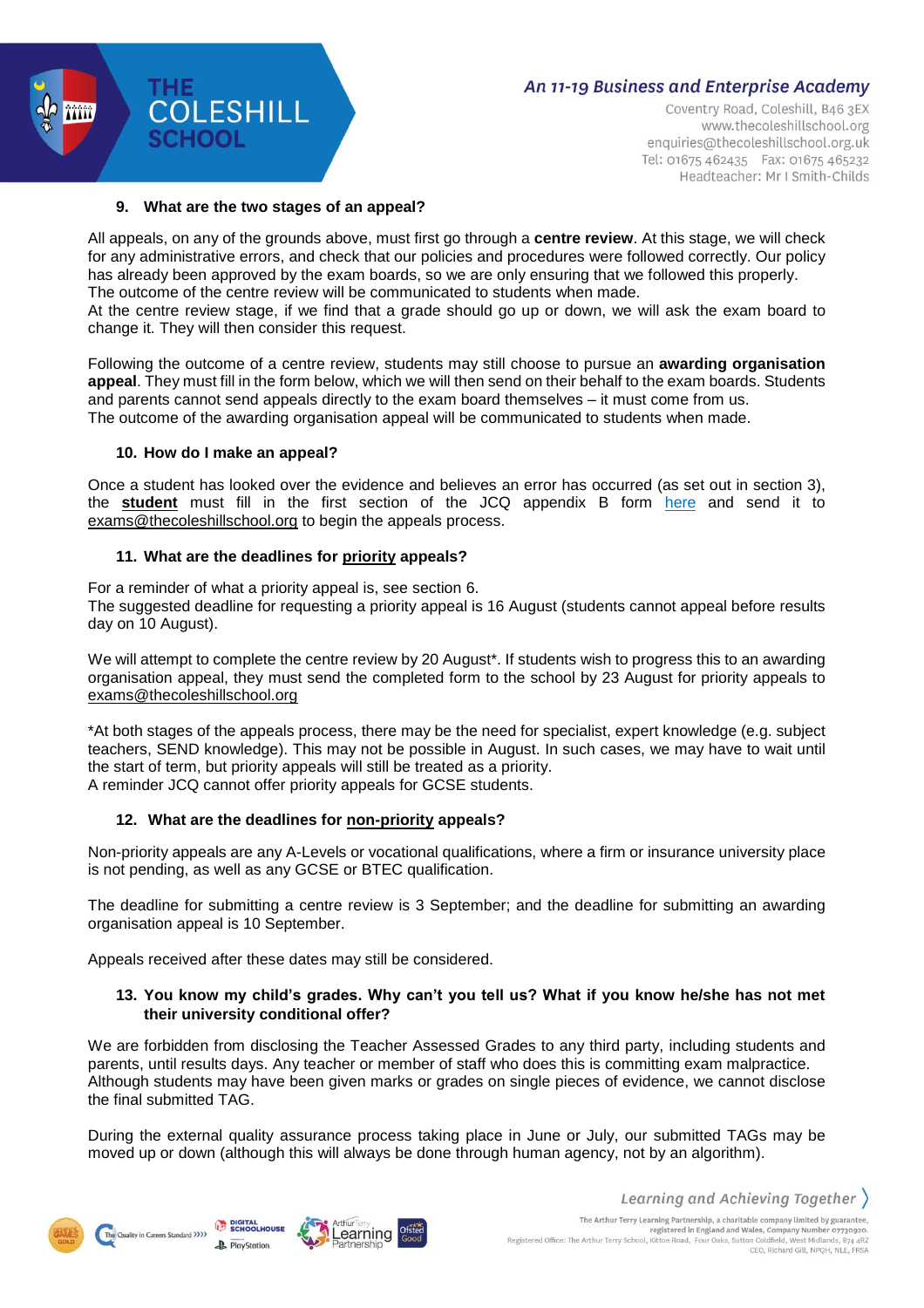### 9. What are the two stages of an appeal?

All appeals, on any of the grounds above, must first go through a **centre review**. At this stage, we will check for any administrative errors, and check that our policies and procedures were followed correctly. Our policy has already been approved by the exam boards, so we are only ensuring that we followed this properly.
The outcome of the centre review will be communicated to students when made.
At the centre review stage, if we find that a grade should go up or down, we will ask the exam board to change it. They will then consider this request.

Following the outcome of a centre review, students may still choose to pursue an **awarding organisation appeal**. They must fill in the form below, which we will then send on their behalf to the exam boards. Students and parents cannot send appeals directly to the exam board themselves – it must come from us.
The outcome of the awarding organisation appeal will be communicated to students when made.

### 10. How do I make an appeal?

Once a student has looked over the evidence and believes an error has occurred (as set out in section 3), the **student** must fill in the first section of the JCQ appendix B form here and send it to exams@thecoleshillschool.org to begin the appeals process.

### 11. What are the deadlines for priority appeals?

For a reminder of what a priority appeal is, see section 6.
The suggested deadline for requesting a priority appeal is 16 August (students cannot appeal before results day on 10 August).

We will attempt to complete the centre review by 20 August*. If students wish to progress this to an awarding organisation appeal, they must send the completed form to the school by 23 August for priority appeals to exams@thecoleshillschool.org

*At both stages of the appeals process, there may be the need for specialist, expert knowledge (e.g. subject teachers, SEND knowledge). This may not be possible in August. In such cases, we may have to wait until the start of term, but priority appeals will still be treated as a priority.
A reminder JCQ cannot offer priority appeals for GCSE students.

### 12. What are the deadlines for non-priority appeals?

Non-priority appeals are any A-Levels or vocational qualifications, where a firm or insurance university place is not pending, as well as any GCSE or BTEC qualification.

The deadline for submitting a centre review is 3 September; and the deadline for submitting an awarding organisation appeal is 10 September.

Appeals received after these dates may still be considered.

### 13. You know my child's grades. Why can't you tell us? What if you know he/she has not met their university conditional offer?

We are forbidden from disclosing the Teacher Assessed Grades to any third party, including students and parents, until results days. Any teacher or member of staff who does this is committing exam malpractice.
Although students may have been given marks or grades on single pieces of evidence, we cannot disclose the final submitted TAG.

During the external quality assurance process taking place in June or July, our submitted TAGs may be moved up or down (although this will always be done through human agency, not by an algorithm).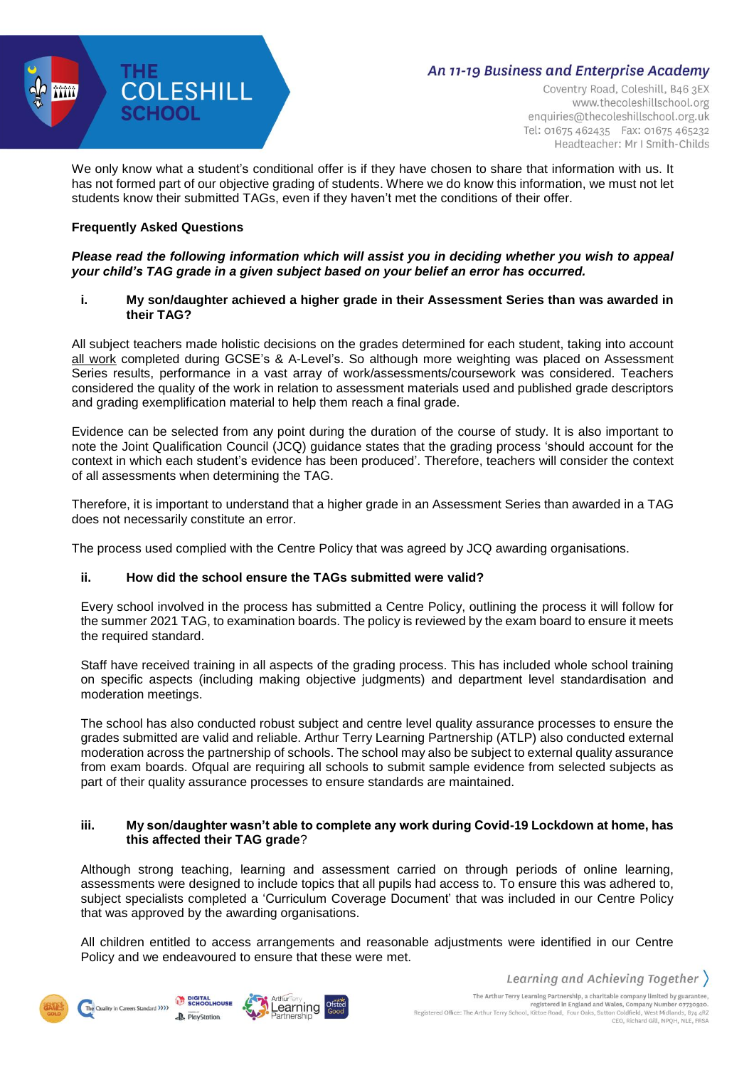We only know what a student's conditional offer is if they have chosen to share that information with us. It has not formed part of our objective grading of students. Where we do know this information, we must not let students know their submitted TAGs, even if they haven't met the conditions of their offer.

**Frequently Asked Questions**

***Please read the following information which will assist you in deciding whether you wish to appeal your child's TAG grade in a given subject based on your belief an error has occurred.***

**i. My son/daughter achieved a higher grade in their Assessment Series than was awarded in their TAG?**

All subject teachers made holistic decisions on the grades determined for each student, taking into account <u>all work</u> completed during GCSE's & A-Level's. So although more weighting was placed on Assessment Series results, performance in a vast array of work/assessments/coursework was considered. Teachers considered the quality of the work in relation to assessment materials used and published grade descriptors and grading exemplification material to help them reach a final grade.

Evidence can be selected from any point during the duration of the course of study. It is also important to note the Joint Qualification Council (JCQ) guidance states that the grading process 'should account for the context in which each student's evidence has been produced'. Therefore, teachers will consider the context of all assessments when determining the TAG.

Therefore, it is important to understand that a higher grade in an Assessment Series than awarded in a TAG does not necessarily constitute an error.

The process used complied with the Centre Policy that was agreed by JCQ awarding organisations.

**ii. How did the school ensure the TAGs submitted were valid?**

Every school involved in the process has submitted a Centre Policy, outlining the process it will follow for the summer 2021 TAG, to examination boards. The policy is reviewed by the exam board to ensure it meets the required standard.

Staff have received training in all aspects of the grading process. This has included whole school training on specific aspects (including making objective judgments) and department level standardisation and moderation meetings.

The school has also conducted robust subject and centre level quality assurance processes to ensure the grades submitted are valid and reliable. Arthur Terry Learning Partnership (ATLP) also conducted external moderation across the partnership of schools. The school may also be subject to external quality assurance from exam boards. Ofqual are requiring all schools to submit sample evidence from selected subjects as part of their quality assurance processes to ensure standards are maintained.

**iii. My son/daughter wasn't able to complete any work during Covid-19 Lockdown at home, has this affected their TAG grade**?

Although strong teaching, learning and assessment carried on through periods of online learning, assessments were designed to include topics that all pupils had access to. To ensure this was adhered to, subject specialists completed a 'Curriculum Coverage Document' that was included in our Centre Policy that was approved by the awarding organisations.

All children entitled to access arrangements and reasonable adjustments were identified in our Centre Policy and we endeavoured to ensure that these were met.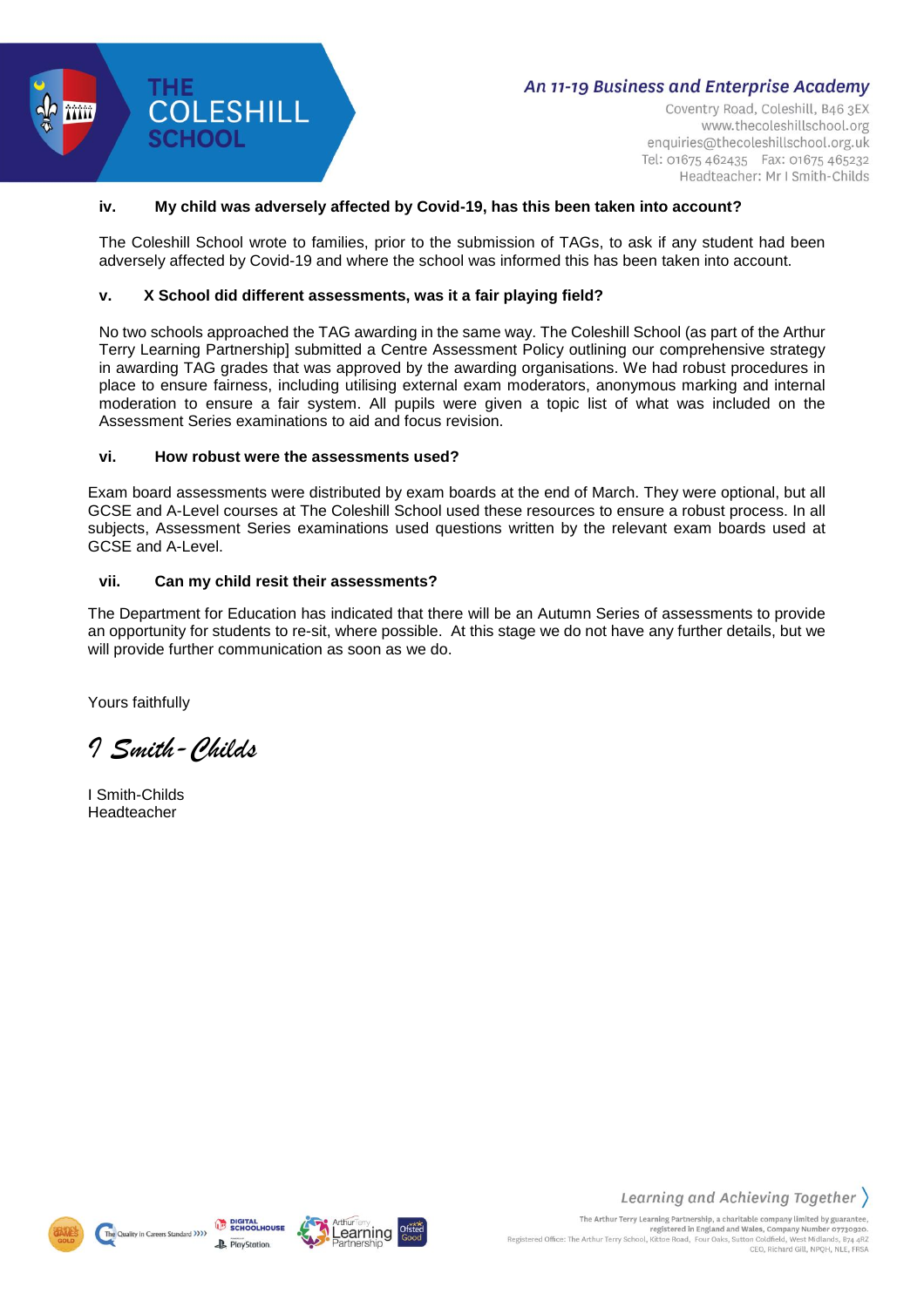**iv. My child was adversely affected by Covid-19, has this been taken into account?**

The Coleshill School wrote to families, prior to the submission of TAGs, to ask if any student had been adversely affected by Covid-19 and where the school was informed this has been taken into account.

**v. X School did different assessments, was it a fair playing field?**

No two schools approached the TAG awarding in the same way. The Coleshill School (as part of the Arthur Terry Learning Partnership] submitted a Centre Assessment Policy outlining our comprehensive strategy in awarding TAG grades that was approved by the awarding organisations. We had robust procedures in place to ensure fairness, including utilising external exam moderators, anonymous marking and internal moderation to ensure a fair system. All pupils were given a topic list of what was included on the Assessment Series examinations to aid and focus revision.

**vi. How robust were the assessments used?**

Exam board assessments were distributed by exam boards at the end of March. They were optional, but all GCSE and A-Level courses at The Coleshill School used these resources to ensure a robust process. In all subjects, Assessment Series examinations used questions written by the relevant exam boards used at GCSE and A-Level.

**vii. Can my child resit their assessments?**

The Department for Education has indicated that there will be an Autumn Series of assessments to provide an opportunity for students to re-sit, where possible. At this stage we do not have any further details, but we will provide further communication as soon as we do.

Yours faithfully

*I Smith-Childs*

I Smith-Childs
Headteacher